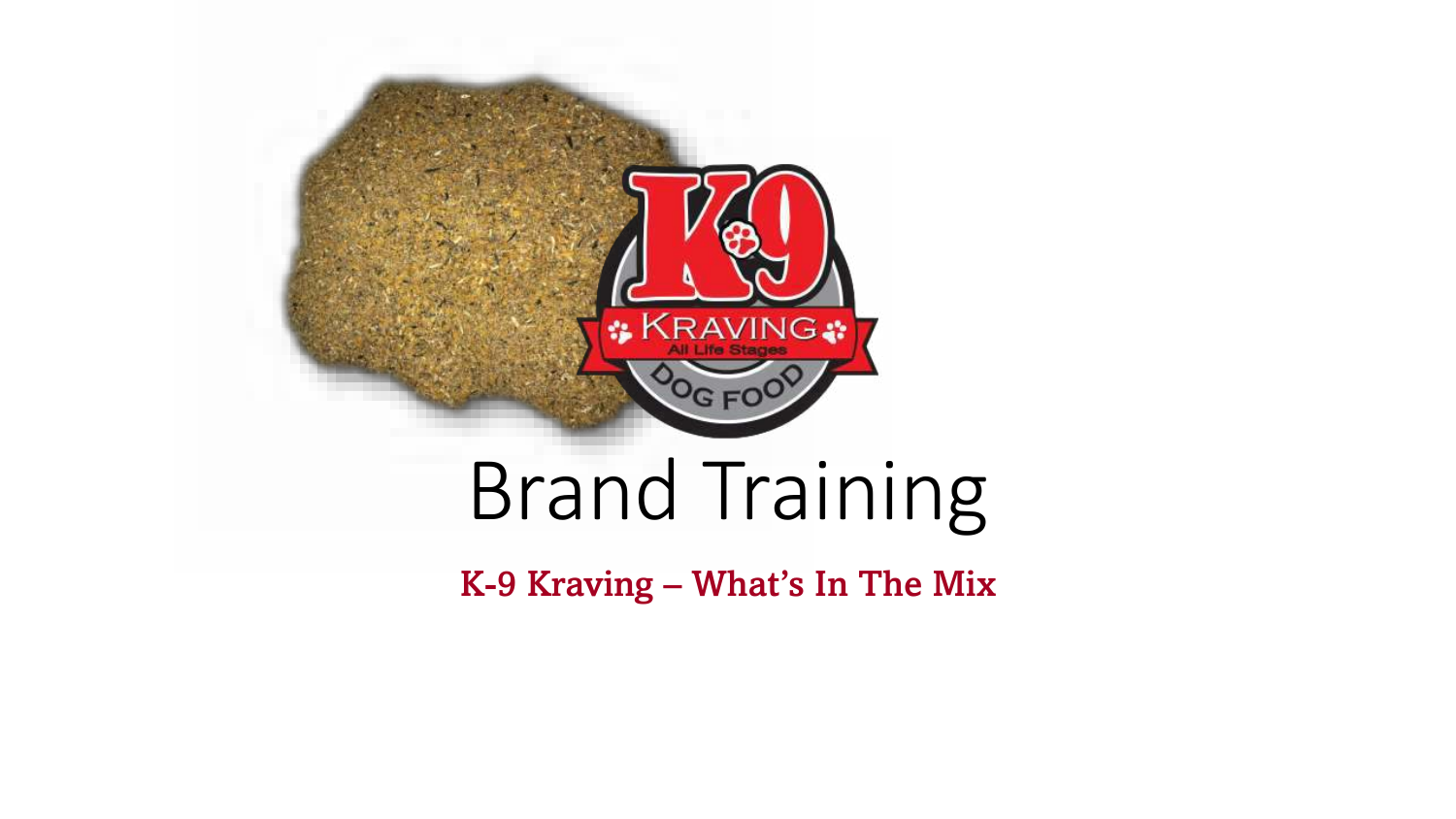# Brand Training

**K-9 Kraving – What's In The Mix**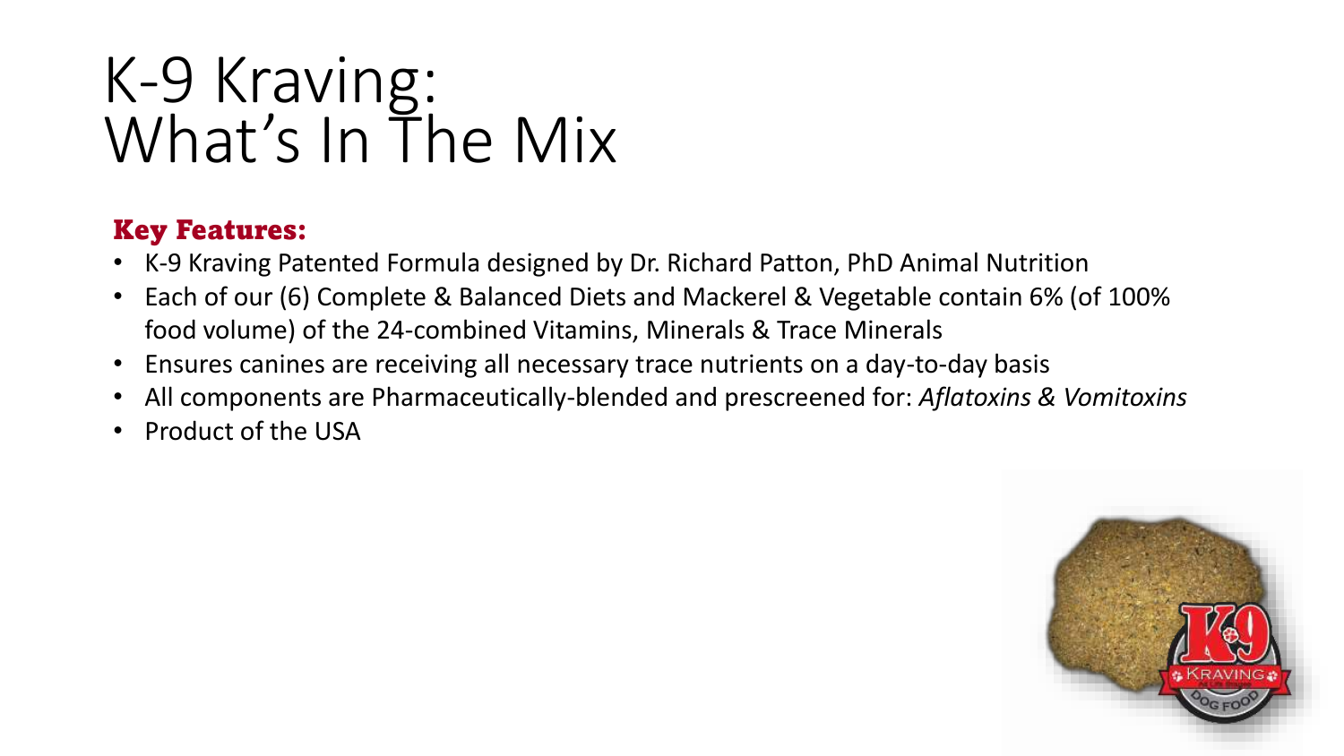# K-9 Kraving: What's In The Mix

**Key Features:**

- K-9 Kraving Patented Formula designed by Dr. Richard Patton, PhD Animal Nutrition
- Each of our (6) Complete & Balanced Diets and Mackerel & Vegetable contain 6% (of 100% food volume) of the 24-combined Vitamins, Minerals & Trace Minerals
- Ensures canines are receiving all necessary trace nutrients on a day-to-day basis
- All components are Pharmaceutically-blended and prescreened for: *Aflatoxins & Vomitoxins*
- Product of the USA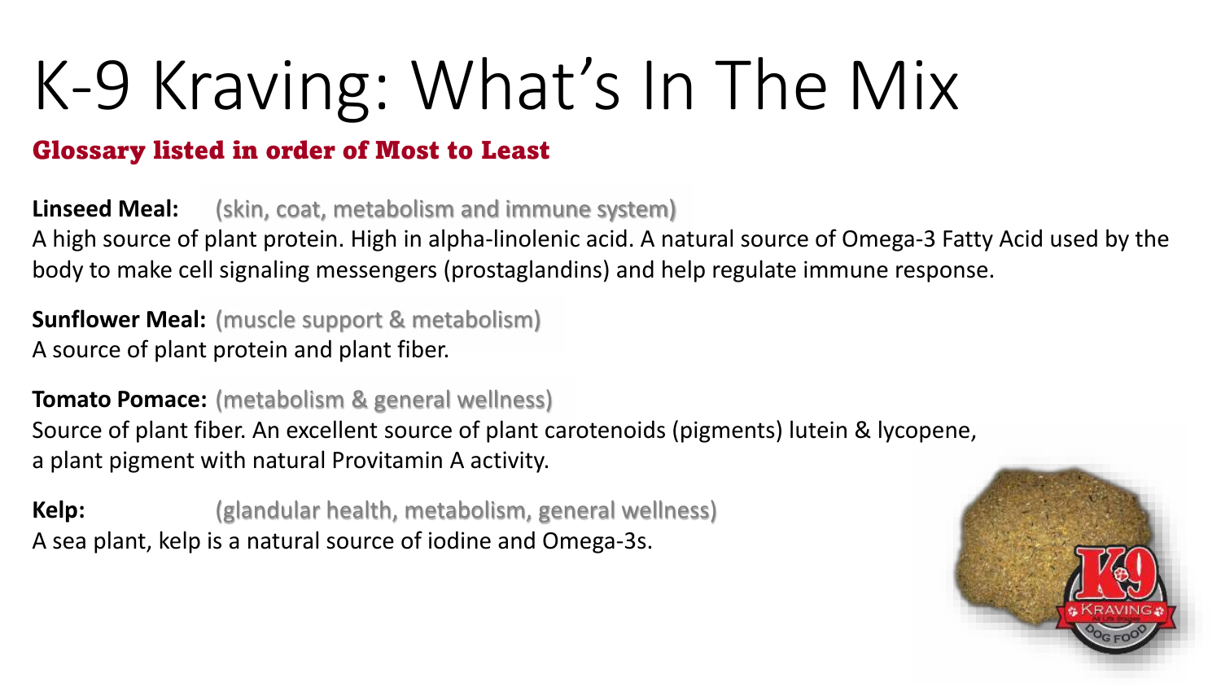# K-9 Kraving: What's In The Mix

**Glossary listed in order of Most to Least**

**Linseed Meal:** (skin, coat, metabolism and immune system)
A high source of plant protein. High in alpha-linolenic acid. A natural source of Omega-3 Fatty Acid used by the body to make cell signaling messengers (prostaglandins) and help regulate immune response.

**Sunflower Meal:** (muscle support & metabolism)
A source of plant protein and plant fiber.

**Tomato Pomace:** (metabolism & general wellness)
Source of plant fiber. An excellent source of plant carotenoids (pigments) lutein & lycopene, a plant pigment with natural Provitamin A activity.

**Kelp:** (glandular health, metabolism, general wellness)
A sea plant, kelp is a natural source of iodine and Omega-3s.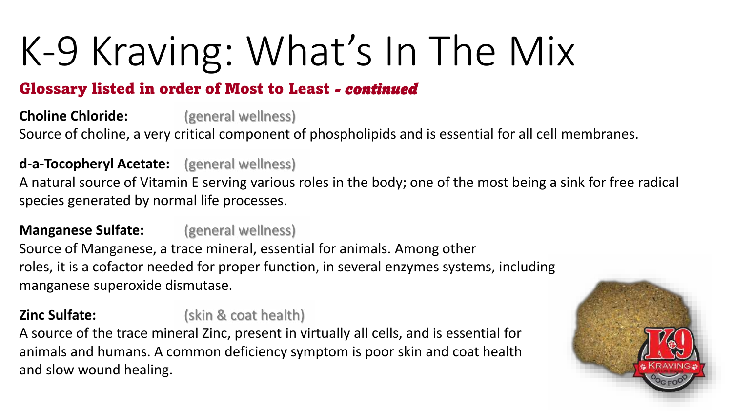# K-9 Kraving: What's In The Mix

**Glossary listed in order of Most to Least *- continued***

**Choline Chloride:** (general wellness)
Source of choline, a very critical component of phospholipids and is essential for all cell membranes.

**d-a-Tocopheryl Acetate:** (general wellness)
A natural source of Vitamin E serving various roles in the body; one of the most being a sink for free radical species generated by normal life processes.

**Manganese Sulfate:** (general wellness)
Source of Manganese, a trace mineral, essential for animals. Among other roles, it is a cofactor needed for proper function, in several enzymes systems, including manganese superoxide dismutase.

**Zinc Sulfate:** (skin & coat health)
A source of the trace mineral Zinc, present in virtually all cells, and is essential for animals and humans. A common deficiency symptom is poor skin and coat health and slow wound healing.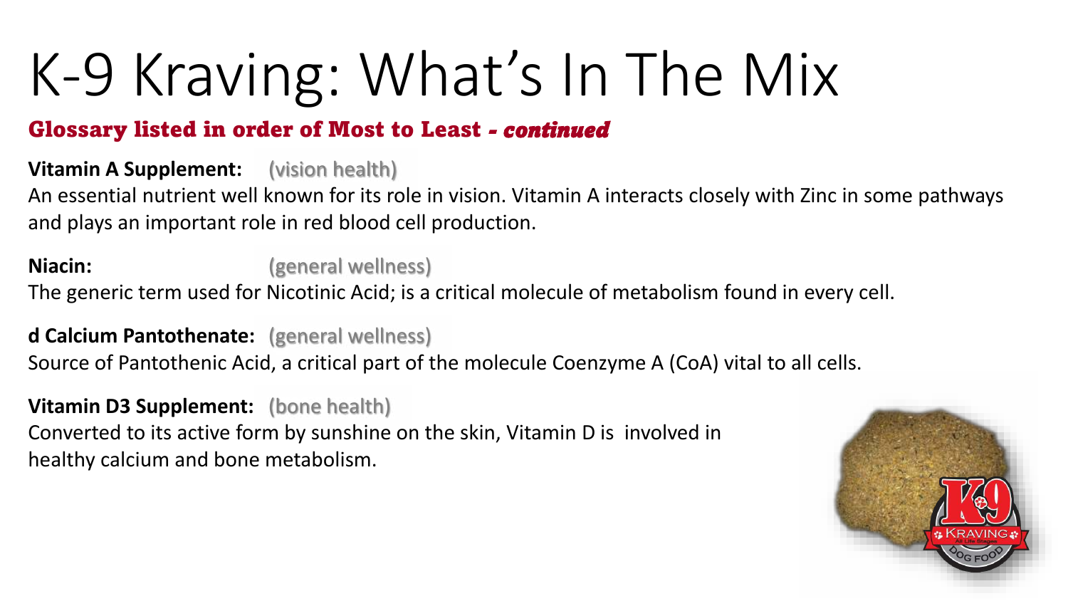# K-9 Kraving: What's In The Mix

**Glossary listed in order of Most to Least *- continued***

**Vitamin A Supplement:** (vision health)

An essential nutrient well known for its role in vision. Vitamin A interacts closely with Zinc in some pathways and plays an important role in red blood cell production.

**Niacin:** (general wellness)

The generic term used for Nicotinic Acid; is a critical molecule of metabolism found in every cell.

**d Calcium Pantothenate:** (general wellness)

Source of Pantothenic Acid, a critical part of the molecule Coenzyme A (CoA) vital to all cells.

**Vitamin D3 Supplement:** (bone health)

Converted to its active form by sunshine on the skin, Vitamin D is involved in healthy calcium and bone metabolism.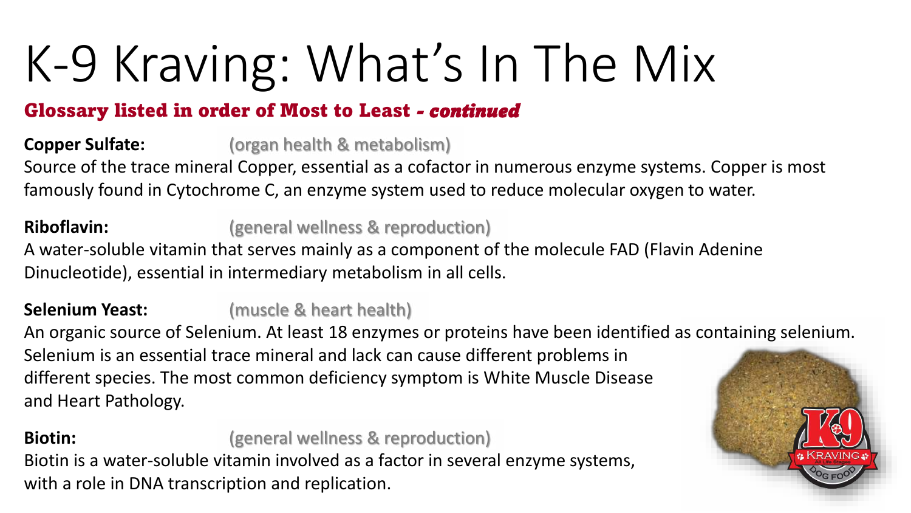# K-9 Kraving: What's In The Mix

## Glossary listed in order of Most to Least *- continued*

**Copper Sulfate:** (organ health & metabolism)
Source of the trace mineral Copper, essential as a cofactor in numerous enzyme systems. Copper is most famously found in Cytochrome C, an enzyme system used to reduce molecular oxygen to water.

**Riboflavin:** (general wellness & reproduction)
A water-soluble vitamin that serves mainly as a component of the molecule FAD (Flavin Adenine Dinucleotide), essential in intermediary metabolism in all cells.

**Selenium Yeast:** (muscle & heart health)
An organic source of Selenium. At least 18 enzymes or proteins have been identified as containing selenium. Selenium is an essential trace mineral and lack can cause different problems in different species. The most common deficiency symptom is White Muscle Disease and Heart Pathology.

**Biotin:** (general wellness & reproduction)
Biotin is a water-soluble vitamin involved as a factor in several enzyme systems, with a role in DNA transcription and replication.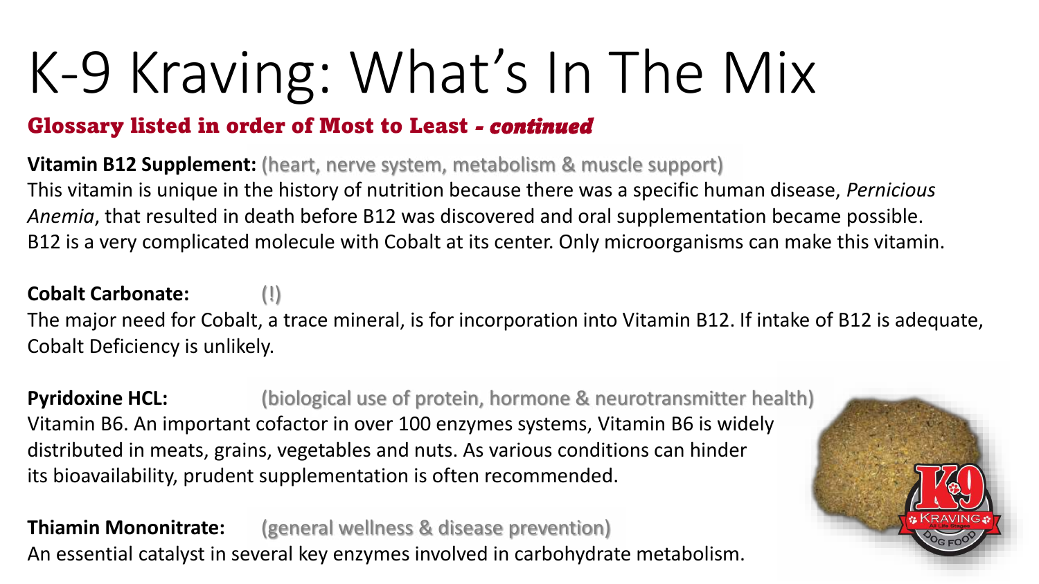# K-9 Kraving: What's In The Mix

## Glossary listed in order of Most to Least *- continued*

**Vitamin B12 Supplement:** (heart, nerve system, metabolism & muscle support)
This vitamin is unique in the history of nutrition because there was a specific human disease, *Pernicious Anemia*, that resulted in death before B12 was discovered and oral supplementation became possible. B12 is a very complicated molecule with Cobalt at its center. Only microorganisms can make this vitamin.

**Cobalt Carbonate:** (!)
The major need for Cobalt, a trace mineral, is for incorporation into Vitamin B12. If intake of B12 is adequate, Cobalt Deficiency is unlikely.

**Pyridoxine HCL:** (biological use of protein, hormone & neurotransmitter health)
Vitamin B6. An important cofactor in over 100 enzymes systems, Vitamin B6 is widely distributed in meats, grains, vegetables and nuts. As various conditions can hinder its bioavailability, prudent supplementation is often recommended.

**Thiamin Mononitrate:** (general wellness & disease prevention)
An essential catalyst in several key enzymes involved in carbohydrate metabolism.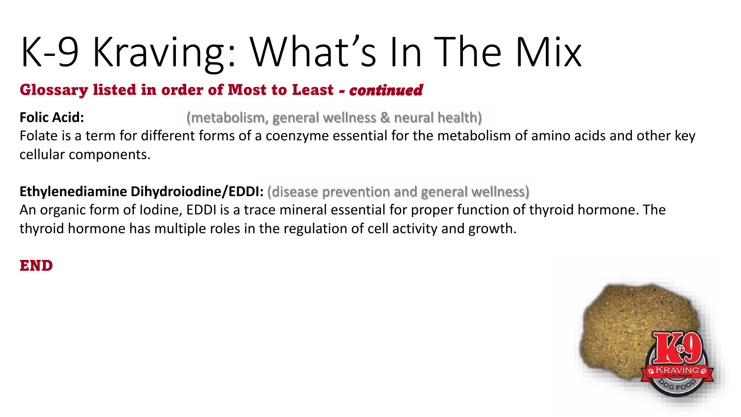# K-9 Kraving: What's In The Mix

**Glossary listed in order of Most to Least** ***- continued***

**Folic Acid:** (metabolism, general wellness & neural health)
Folate is a term for different forms of a coenzyme essential for the metabolism of amino acids and other key cellular components.

**Ethylenediamine Dihydroiodine/EDDI:** (disease prevention and general wellness)
An organic form of Iodine, EDDI is a trace mineral essential for proper function of thyroid hormone. The thyroid hormone has multiple roles in the regulation of cell activity and growth.

**END**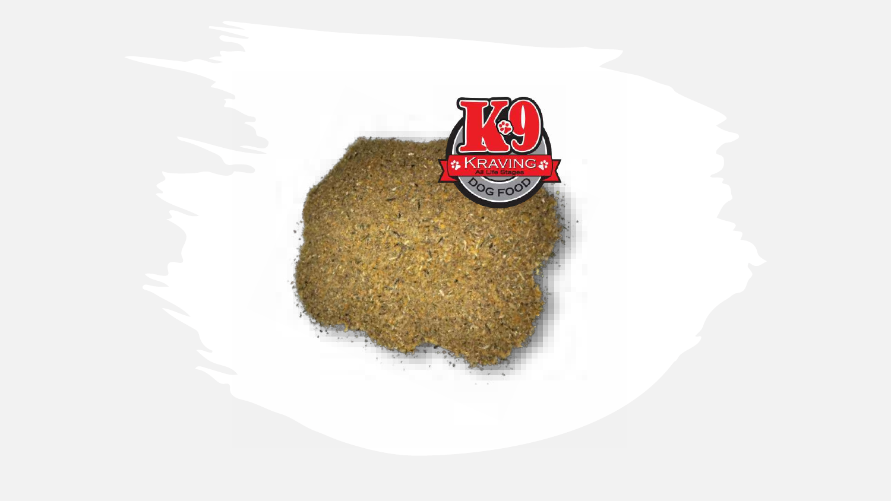K9 KRAVING

All Life Stages

DOG FOOD